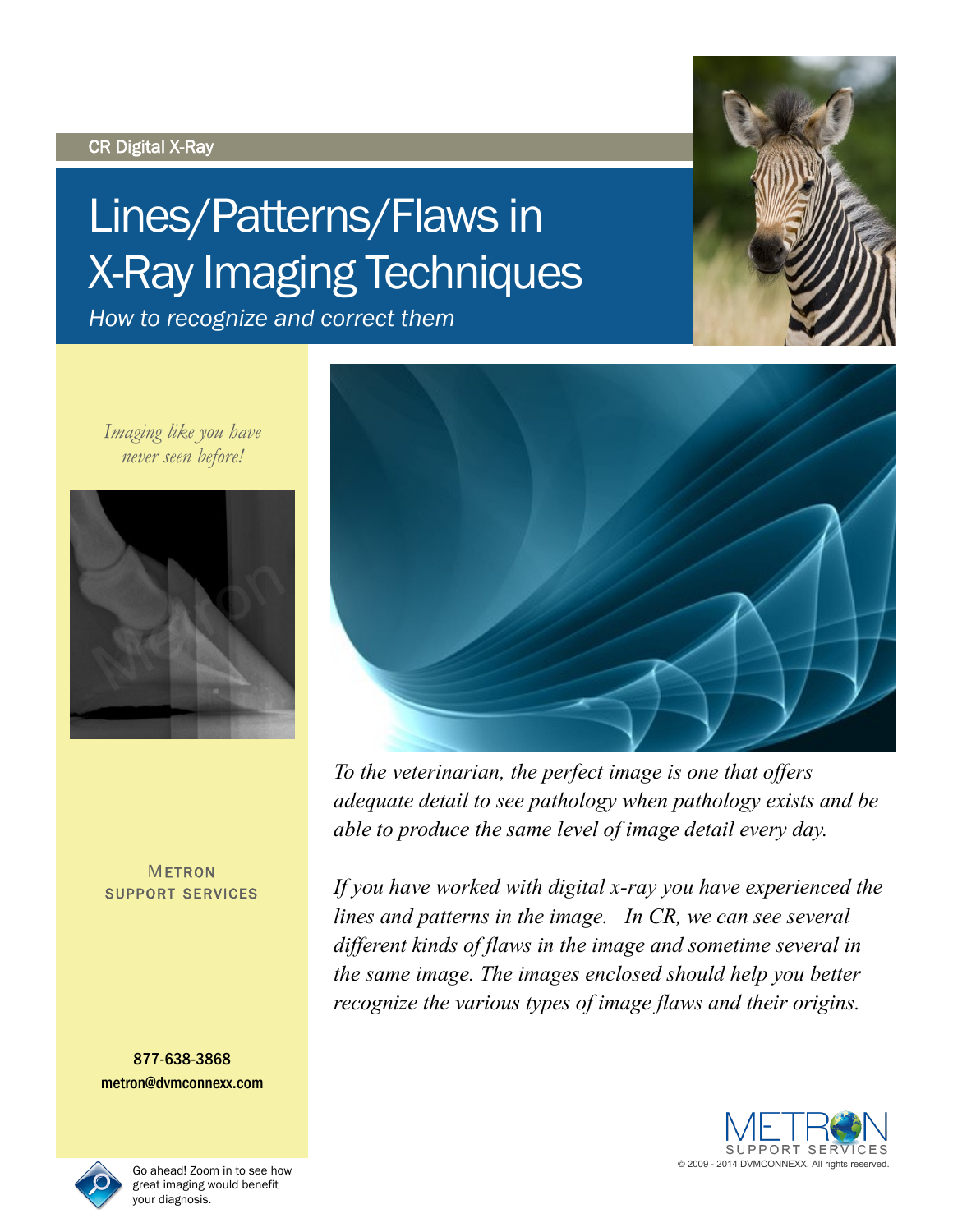CR Digital X-Ray

# Lines/Patterns/Flaws in X-Ray Imaging Techniques

*How to recognize and correct them*

*Imaging like you have never seen before!*

*To the veterinarian, the perfect image is one that offers adequate detail to see pathology when pathology exists and be able to produce the same level of image detail every day.*

*If you have worked with digital x-ray you have experienced the lines and patterns in the image. In CR, we can see several different kinds of flaws in the image and sometime several in the same image. The images enclosed should help you better recognize the various types of image flaws and their origins.*

METRON SUPPORT SERVICES

877-638-3868
metron@dvmconnexx.com

Go ahead! Zoom in to see how great imaging would benefit your diagnosis.

METRON SUPPORT SERVICES

© 2009 - 2014 DVMCONNEXX. All rights reserved.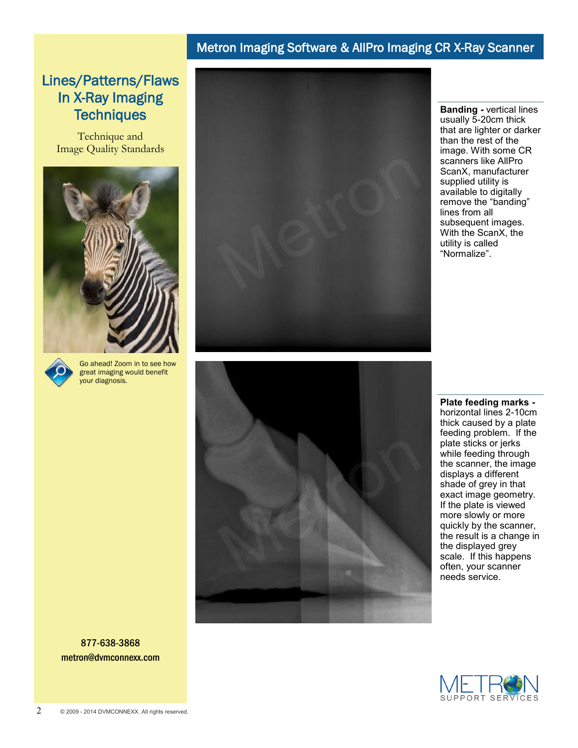# Lines/Patterns/Flaws In X-Ray Imaging Techniques

Technique and Image Quality Standards

Go ahead! Zoom in to see how great imaging would benefit your diagnosis.

877-638-3868

metron@dvmconnexx.com

## Metron Imaging Software & AllPro Imaging CR X-Ray Scanner

**Banding -** vertical lines usually 5-20cm thick that are lighter or darker than the rest of the image. With some CR scanners like AllPro ScanX, manufacturer supplied utility is available to digitally remove the "banding" lines from all subsequent images. With the ScanX, the utility is called "Normalize".

**Plate feeding marks -** horizontal lines 2-10cm thick caused by a plate feeding problem. If the plate sticks or jerks while feeding through the scanner, the image displays a different shade of grey in that exact image geometry. If the plate is viewed more slowly or more quickly by the scanner, the result is a change in the displayed grey scale. If this happens often, your scanner needs service.

METRON SUPPORT SERVICES

© 2009 - 2014 DVMCONNEXX. All rights reserved.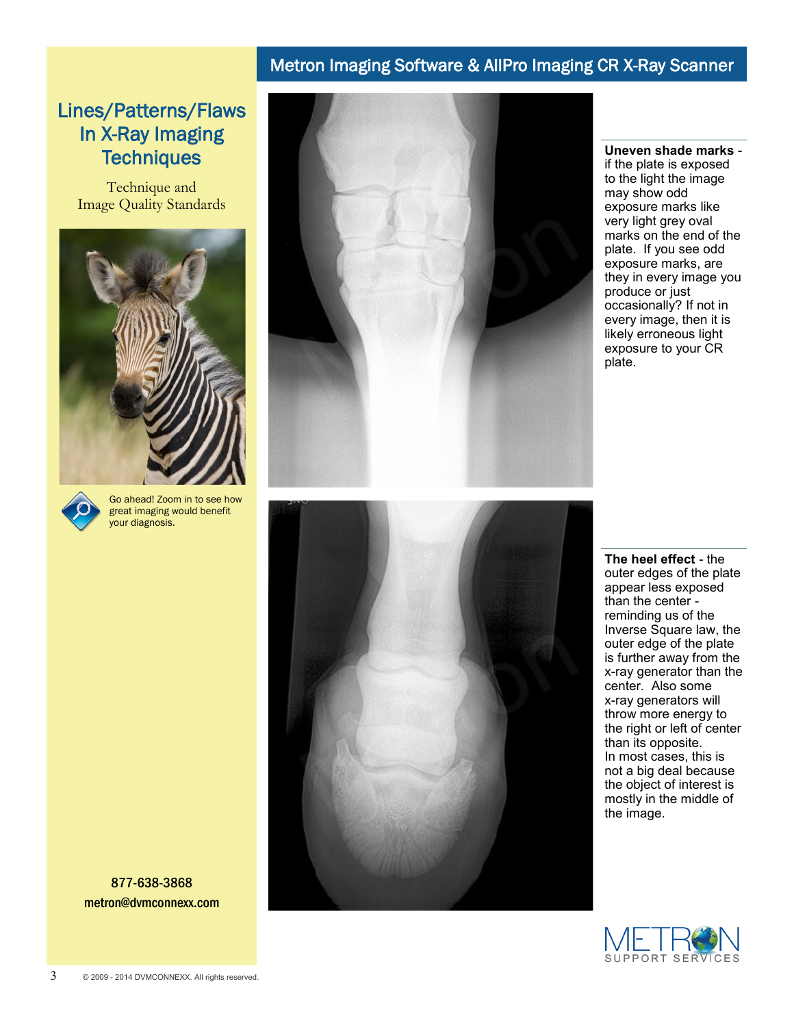# Metron Imaging Software & AllPro Imaging CR X-Ray Scanner

## Lines/Patterns/Flaws In X-Ray Imaging Techniques

Technique and Image Quality Standards

Go ahead! Zoom in to see how great imaging would benefit your diagnosis.

877-638-3868

metron@dvmconnexx.com

**Uneven shade marks** - if the plate is exposed to the light the image may show odd exposure marks like very light grey oval marks on the end of the plate. If you see odd exposure marks, are they in every image you produce or just occasionally? If not in every image, then it is likely erroneous light exposure to your CR plate.

**The heel effect** - the outer edges of the plate appear less exposed than the center - reminding us of the Inverse Square law, the outer edge of the plate is further away from the x-ray generator than the center. Also some x-ray generators will throw more energy to the right or left of center than its opposite. In most cases, this is not a big deal because the object of interest is mostly in the middle of the image.

METRON SUPPORT SERVICES

© 2009 - 2014 DVMCONNEXX. All rights reserved.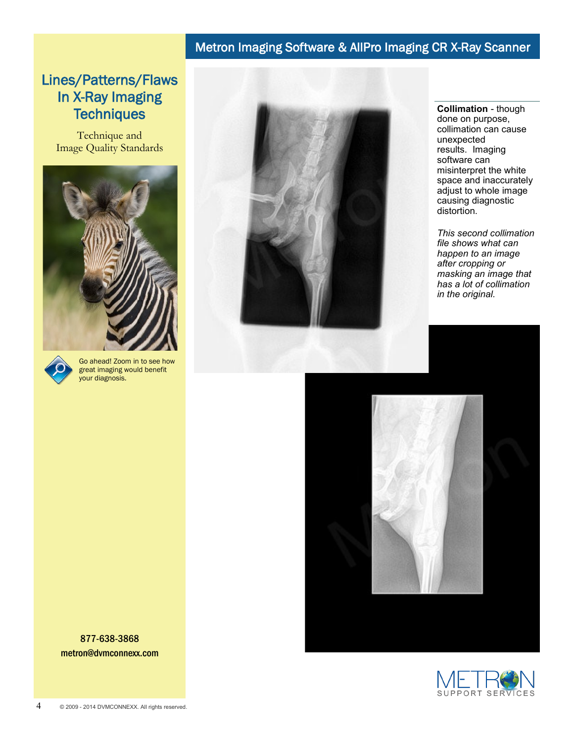# Metron Imaging Software & AllPro Imaging CR X-Ray Scanner

## Lines/Patterns/Flaws In X-Ray Imaging Techniques

Technique and Image Quality Standards

Go ahead! Zoom in to see how great imaging would benefit your diagnosis.

877-638-3868

metron@dvmconnexx.com

**Collimation** - though done on purpose, collimation can cause unexpected results. Imaging software can misinterpret the white space and inaccurately adjust to whole image causing diagnostic distortion.

*This second collimation file shows what can happen to an image after cropping or masking an image that has a lot of collimation in the original.*

METRON SUPPORT SERVICES

© 2009 - 2014 DVMCONNEXX. All rights reserved.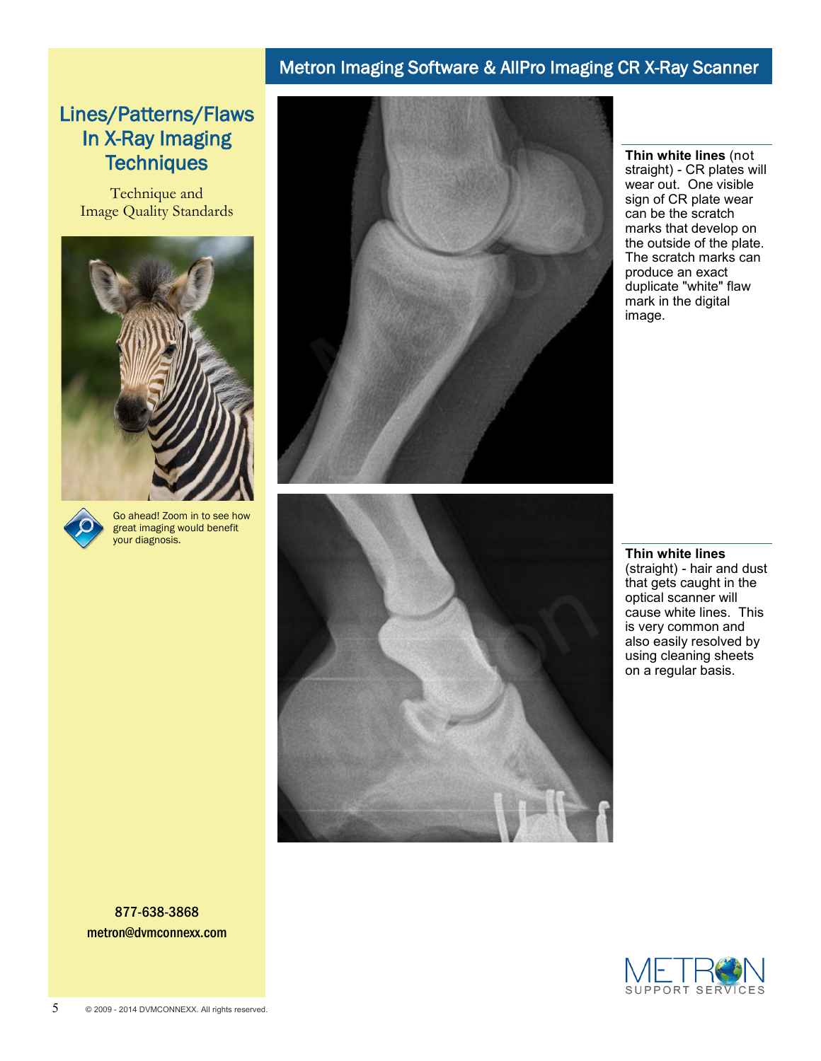# Lines/Patterns/Flaws In X-Ray Imaging Techniques

Technique and Image Quality Standards

Go ahead! Zoom in to see how great imaging would benefit your diagnosis.

877-638-3868
metron@dvmconnexx.com

## Metron Imaging Software & AllPro Imaging CR X-Ray Scanner

**Thin white lines** (not straight) - CR plates will wear out. One visible sign of CR plate wear can be the scratch marks that develop on the outside of the plate. The scratch marks can produce an exact duplicate "white" flaw mark in the digital image.

**Thin white lines** (straight) - hair and dust that gets caught in the optical scanner will cause white lines. This is very common and also easily resolved by using cleaning sheets on a regular basis.

METRON SUPPORT SERVICES

© 2009 - 2014 DVMCONNEXX. All rights reserved.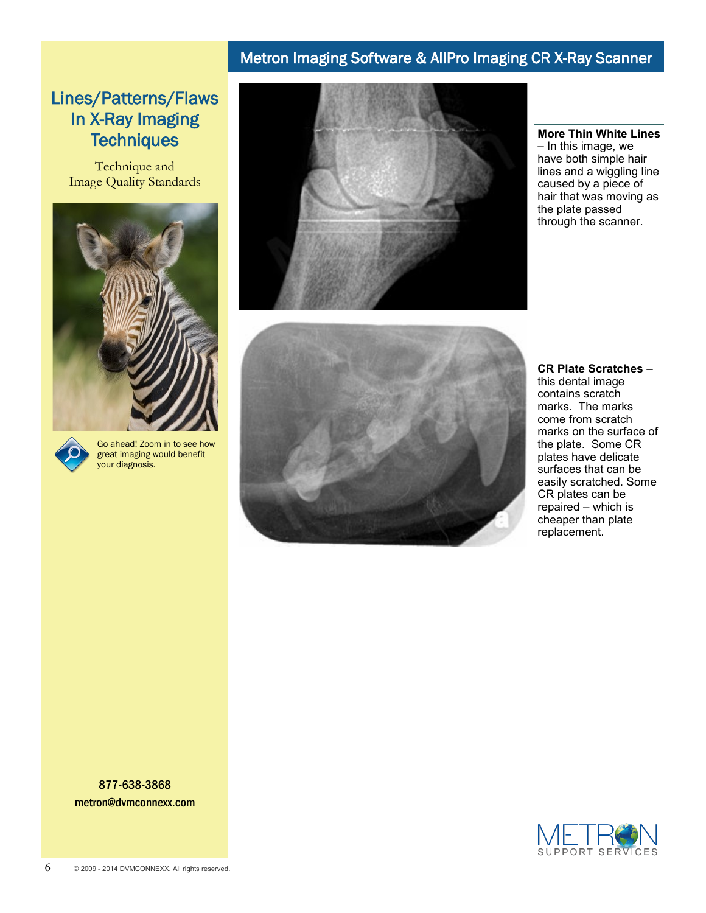## Metron Imaging Software & AllPro Imaging CR X-Ray Scanner

# Lines/Patterns/Flaws In X-Ray Imaging Techniques

Technique and Image Quality Standards

Go ahead! Zoom in to see how great imaging would benefit your diagnosis.

**More Thin White Lines** – In this image, we have both simple hair lines and a wiggling line caused by a piece of hair that was moving as the plate passed through the scanner.

**CR Plate Scratches** – this dental image contains scratch marks. The marks come from scratch marks on the surface of the plate. Some CR plates have delicate surfaces that can be easily scratched. Some CR plates can be repaired – which is cheaper than plate replacement.

877-638-3868

metron@dvmconnexx.com

METRON SUPPORT SERVICES

© 2009 - 2014 DVMCONNEXX. All rights reserved.